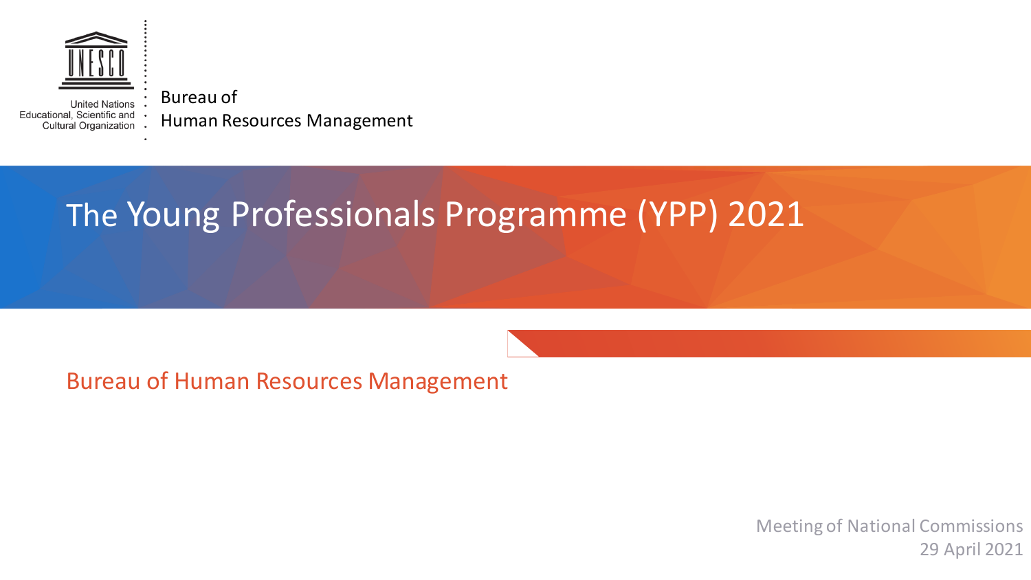United Nations
Educational, Scientific and
Cultural Organization

Bureau of
Human Resources Management

# The Young Professionals Programme (YPP) 2021

Bureau of Human Resources Management

Meeting of National Commissions
29 April 2021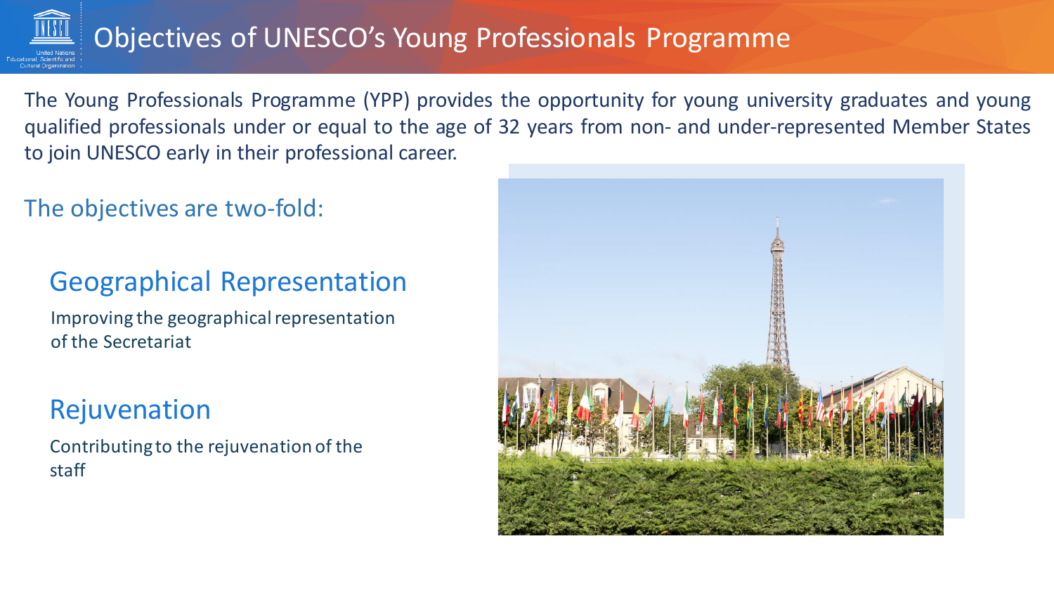# Objectives of UNESCO's Young Professionals Programme

The Young Professionals Programme (YPP) provides the opportunity for young university graduates and young qualified professionals under or equal to the age of 32 years from non- and under-represented Member States to join UNESCO early in their professional career.

The objectives are two-fold:

## Geographical Representation

Improving the geographical representation of the Secretariat

## Rejuvenation

Contributing to the rejuvenation of the staff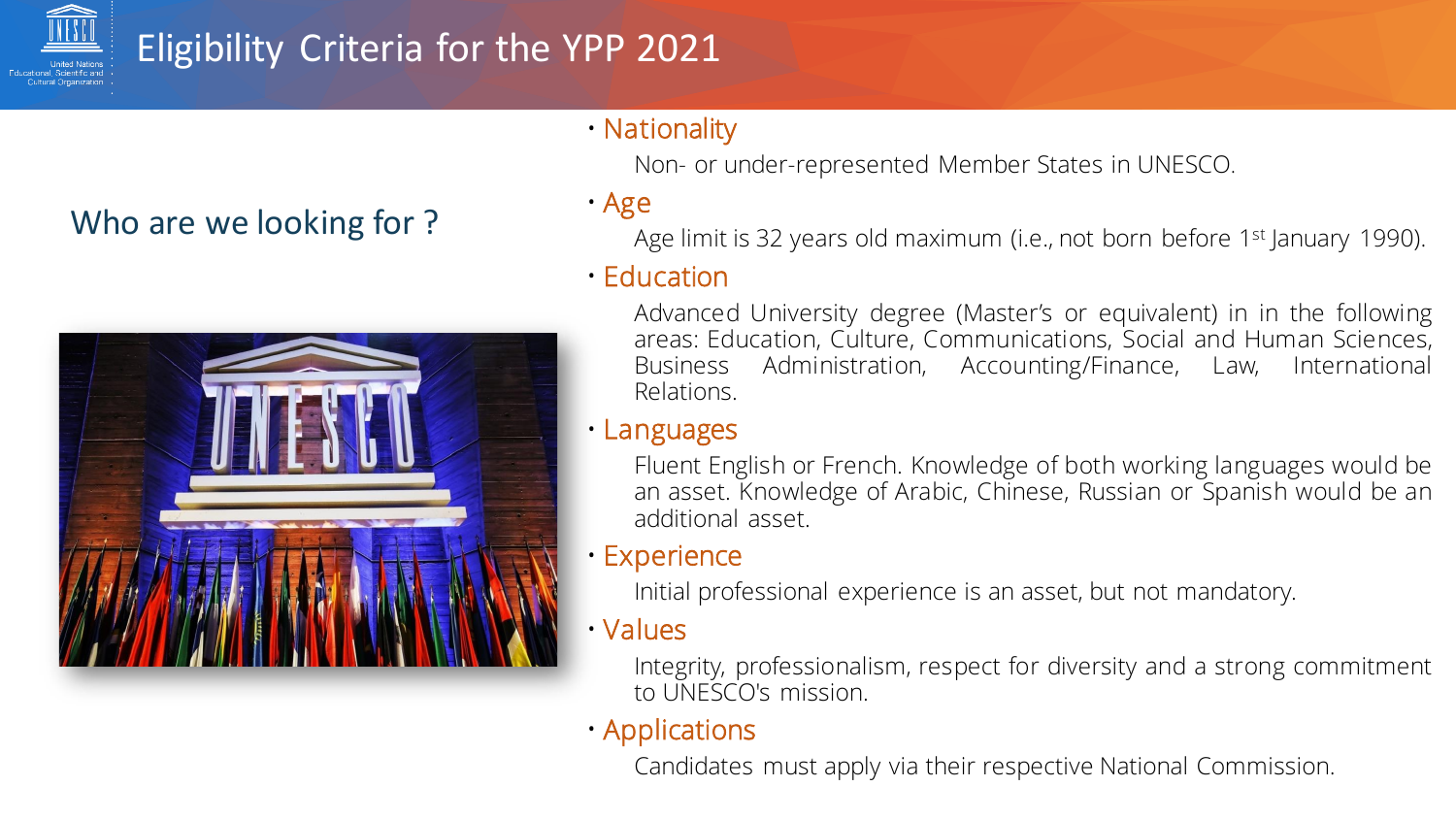# Eligibility Criteria for the YPP 2021

## Who are we looking for ?

- **Nationality**

  Non- or under-represented Member States in UNESCO.

- **Age**

  Age limit is 32 years old maximum (i.e., not born before 1st January 1990).

- **Education**

  Advanced University degree (Master's or equivalent) in in the following areas: Education, Culture, Communications, Social and Human Sciences, Business Administration, Accounting/Finance, Law, International Relations.

- **Languages**

  Fluent English or French. Knowledge of both working languages would be an asset. Knowledge of Arabic, Chinese, Russian or Spanish would be an additional asset.

- **Experience**

  Initial professional experience is an asset, but not mandatory.

- **Values**

  Integrity, professionalism, respect for diversity and a strong commitment to UNESCO's mission.

- **Applications**

  Candidates must apply via their respective National Commission.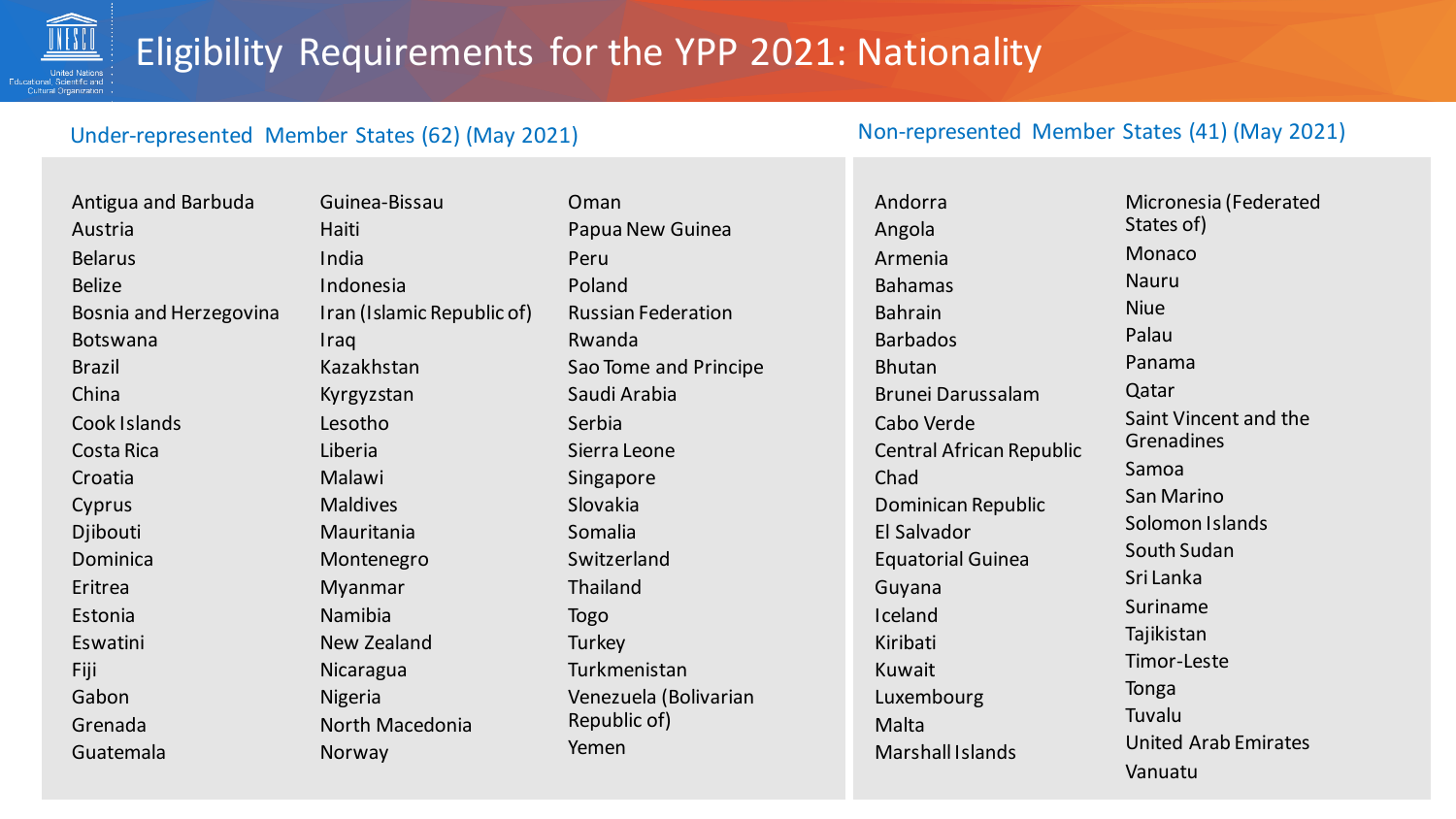# Eligibility Requirements for the YPP 2021: Nationality

## Under-represented Member States (62) (May 2021)

- Antigua and Barbuda
- Austria
- Belarus
- Belize
- Bosnia and Herzegovina
- Botswana
- Brazil
- China
- Cook Islands
- Costa Rica
- Croatia
- Cyprus
- Djibouti
- Dominica
- Eritrea
- Estonia
- Eswatini
- Fiji
- Gabon
- Grenada
- Guatemala
- Guinea-Bissau
- Haiti
- India
- Indonesia
- Iran (Islamic Republic of)
- Iraq
- Kazakhstan
- Kyrgyzstan
- Lesotho
- Liberia
- Malawi
- Maldives
- Mauritania
- Montenegro
- Myanmar
- Namibia
- New Zealand
- Nicaragua
- Nigeria
- North Macedonia
- Norway
- Oman
- Papua New Guinea
- Peru
- Poland
- Russian Federation
- Rwanda
- Sao Tome and Principe
- Saudi Arabia
- Serbia
- Sierra Leone
- Singapore
- Slovakia
- Somalia
- Switzerland
- Thailand
- Togo
- Turkey
- Turkmenistan
- Venezuela (Bolivarian Republic of)
- Yemen

## Non-represented Member States (41) (May 2021)

- Andorra
- Angola
- Armenia
- Bahamas
- Bahrain
- Barbados
- Bhutan
- Brunei Darussalam
- Cabo Verde
- Central African Republic
- Chad
- Dominican Republic
- El Salvador
- Equatorial Guinea
- Guyana
- Iceland
- Kiribati
- Kuwait
- Luxembourg
- Malta
- Marshall Islands
- Micronesia (Federated States of)
- Monaco
- Nauru
- Niue
- Palau
- Panama
- Qatar
- Saint Vincent and the Grenadines
- Samoa
- San Marino
- Solomon Islands
- South Sudan
- Sri Lanka
- Suriname
- Tajikistan
- Timor-Leste
- Tonga
- Tuvalu
- United Arab Emirates
- Vanuatu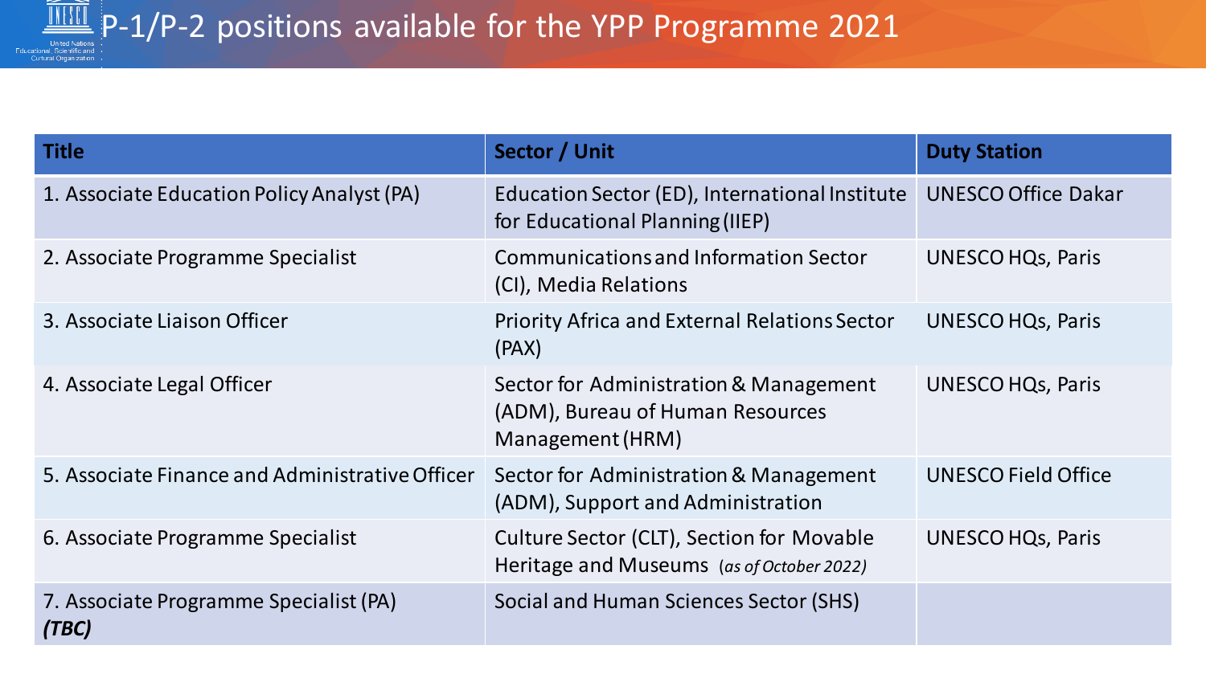# P-1/P-2 positions available for the YPP Programme 2021

| Title | Sector / Unit | Duty Station |
|---|---|---|
| 1. Associate Education Policy Analyst (PA) | Education Sector (ED), International Institute for Educational Planning (IIEP) | UNESCO Office Dakar |
| 2. Associate Programme Specialist | Communications and Information Sector (CI), Media Relations | UNESCO HQs, Paris |
| 3. Associate Liaison Officer | Priority Africa and External Relations Sector (PAX) | UNESCO HQs, Paris |
| 4. Associate Legal Officer | Sector for Administration & Management (ADM), Bureau of Human Resources Management (HRM) | UNESCO HQs, Paris |
| 5. Associate Finance and Administrative Officer | Sector for Administration & Management (ADM), Support and Administration | UNESCO Field Office |
| 6. Associate Programme Specialist | Culture Sector (CLT), Section for Movable Heritage and Museums *(as of October 2022)* | UNESCO HQs, Paris |
| 7. Associate Programme Specialist (PA) ***(TBC)*** | Social and Human Sciences Sector (SHS) | |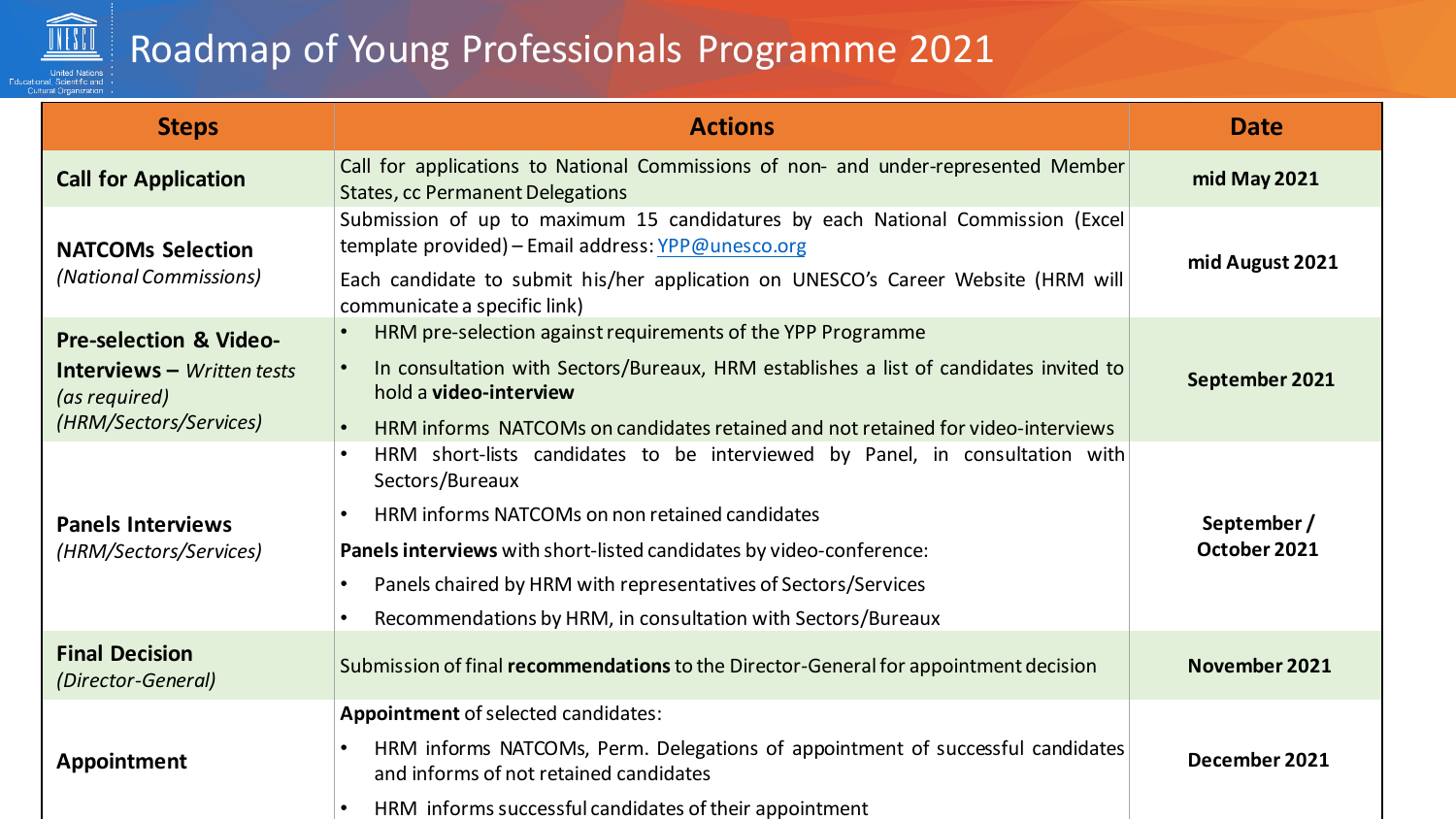# Roadmap of Young Professionals Programme 2021

| Steps | Actions | Date |
|---|---|---|
| **Call for Application** | Call for applications to National Commissions of non- and under-represented Member States, cc Permanent Delegations | **mid May 2021** |
| **NATCOMs Selection** *(National Commissions)* | Submission of up to maximum 15 candidatures by each National Commission (Excel template provided) – Email address: YPP@unesco.org<br>Each candidate to submit his/her application on UNESCO's Career Website (HRM will communicate a specific link) | **mid August 2021** |
| **Pre-selection & Video-Interviews –** *Written tests (as required) (HRM/Sectors/Services)* | • HRM pre-selection against requirements of the YPP Programme<br>• In consultation with Sectors/Bureaux, HRM establishes a list of candidates invited to hold a **video-interview**<br>• HRM informs NATCOMs on candidates retained and not retained for video-interviews | **September 2021** |
| **Panels Interviews** *(HRM/Sectors/Services)* | • HRM short-lists candidates to be interviewed by Panel, in consultation with Sectors/Bureaux<br>• HRM informs NATCOMs on non retained candidates<br>**Panels interviews** with short-listed candidates by video-conference:<br>• Panels chaired by HRM with representatives of Sectors/Services<br>• Recommendations by HRM, in consultation with Sectors/Bureaux | **September / October 2021** |
| **Final Decision** *(Director-General)* | Submission of final **recommendations** to the Director-General for appointment decision | **November 2021** |
| **Appointment** | **Appointment** of selected candidates:<br>• HRM informs NATCOMs, Perm. Delegations of appointment of successful candidates and informs of not retained candidates<br>• HRM informs successful candidates of their appointment | **December 2021** |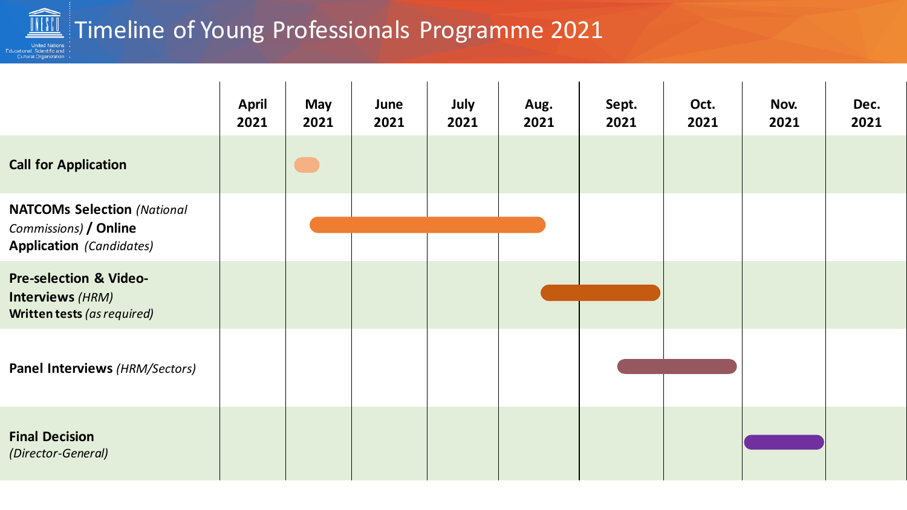# Timeline of Young Professionals Programme 2021

| | April 2021 | May 2021 | June 2021 | July 2021 | Aug. 2021 | Sept. 2021 | Oct. 2021 | Nov. 2021 | Dec. 2021 |
|---|---|---|---|---|---|---|---|---|---|
| **Call for Application** | | ■ | | | | | | | |
| **NATCOMs Selection** *(National Commissions)* **/ Online Application** *(Candidates)* | | ■ | ■ | ■ | ■ | | | | |
| **Pre-selection & Video-Interviews** *(HRM)* **Written tests** *(as required)* | | | | | ■ | ■ | | | |
| **Panel Interviews** *(HRM/Sectors)* | | | | | | ■ | ■ | | |
| **Final Decision** *(Director-General)* | | | | | | | | ■ | |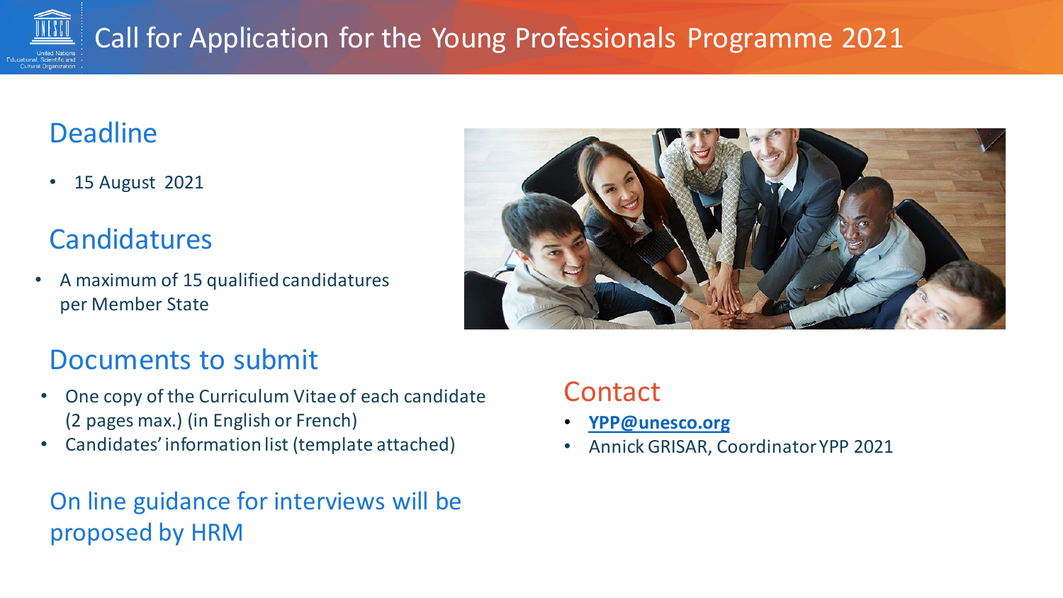# Call for Application for the Young Professionals Programme 2021

## Deadline

- 15 August 2021

## Candidatures

- A maximum of 15 qualified candidatures per Member State

## Documents to submit

- One copy of the Curriculum Vitae of each candidate (2 pages max.) (in English or French)
- Candidates' information list (template attached)

## On line guidance for interviews will be proposed by HRM

## Contact

- **YPP@unesco.org**
- Annick GRISAR, Coordinator YPP 2021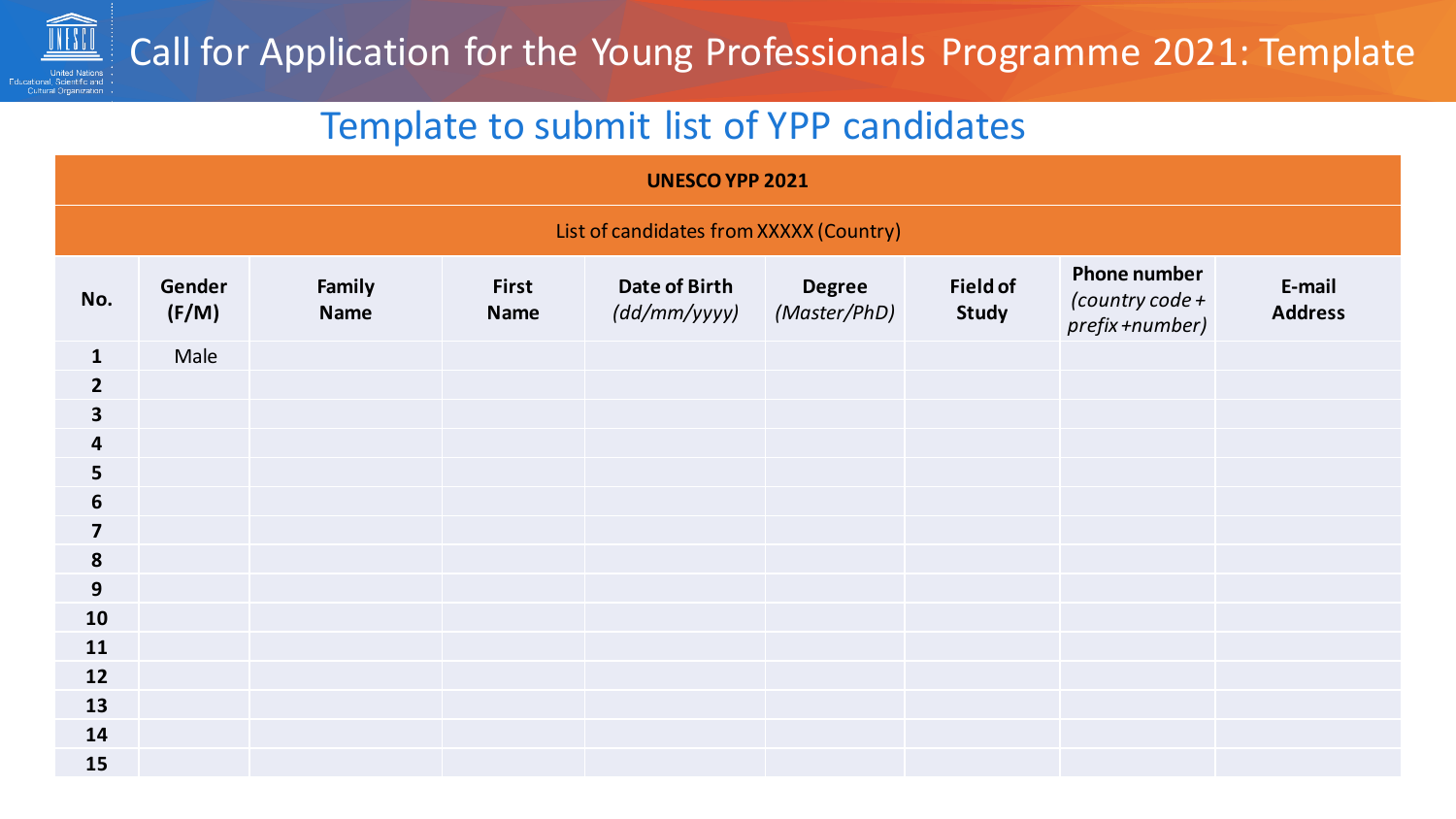# Call for Application for the Young Professionals Programme 2021: Template

## Template to submit list of YPP candidates

| UNESCO YPP 2021 | | | | | | | | |
|---|---|---|---|---|---|---|---|---|
| List of candidates from XXXXX (Country) | | | | | | | | |
| **No.** | **Gender (F/M)** | **Family Name** | **First Name** | **Date of Birth** *(dd/mm/yyyy)* | **Degree** *(Master/PhD)* | **Field of Study** | **Phone number** *(country code + prefix +number)* | **E-mail Address** |
| **1** | Male | | | | | | | |
| **2** | | | | | | | | |
| **3** | | | | | | | | |
| **4** | | | | | | | | |
| **5** | | | | | | | | |
| **6** | | | | | | | | |
| **7** | | | | | | | | |
| **8** | | | | | | | | |
| **9** | | | | | | | | |
| **10** | | | | | | | | |
| **11** | | | | | | | | |
| **12** | | | | | | | | |
| **13** | | | | | | | | |
| **14** | | | | | | | | |
| **15** | | | | | | | | |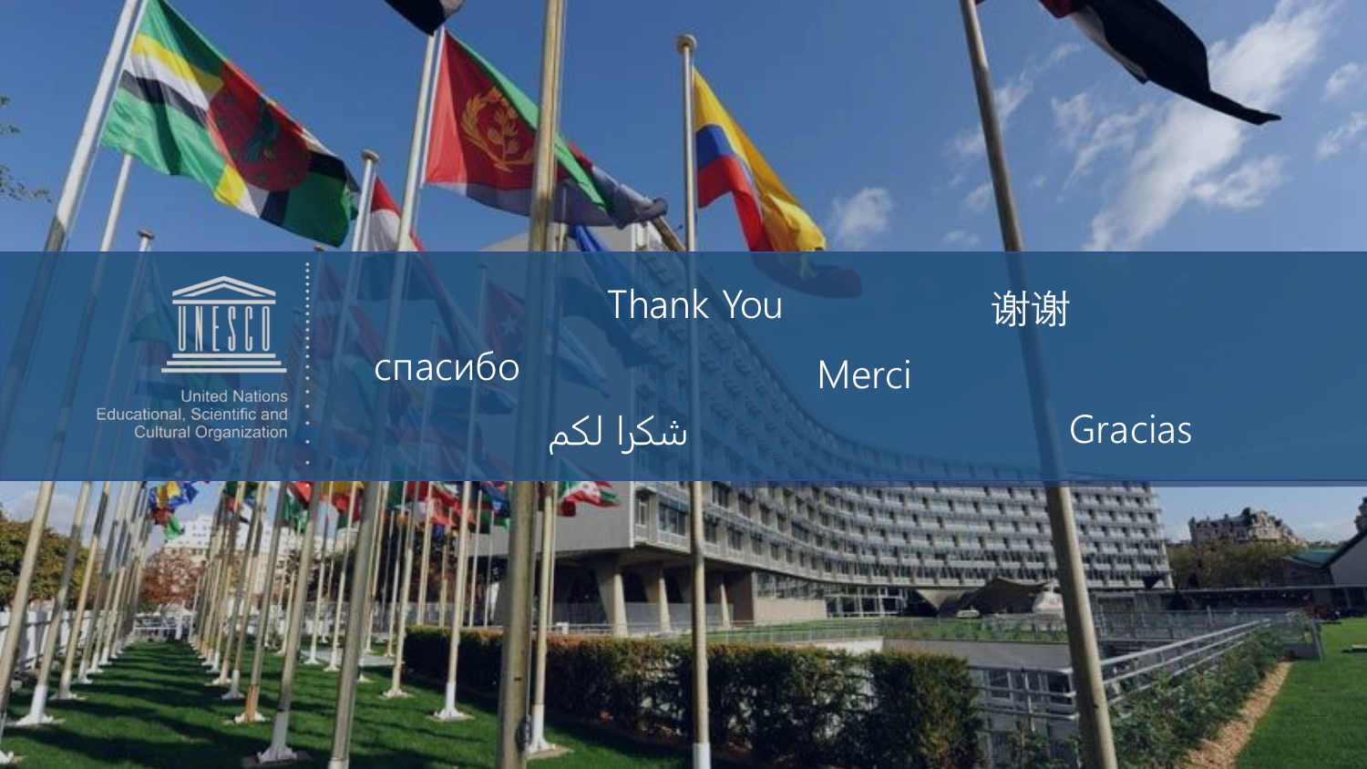United Nations
Educational, Scientific and
Cultural Organization

Thank You

谢谢

спасибо

Merci

شكرا لكم

Gracias